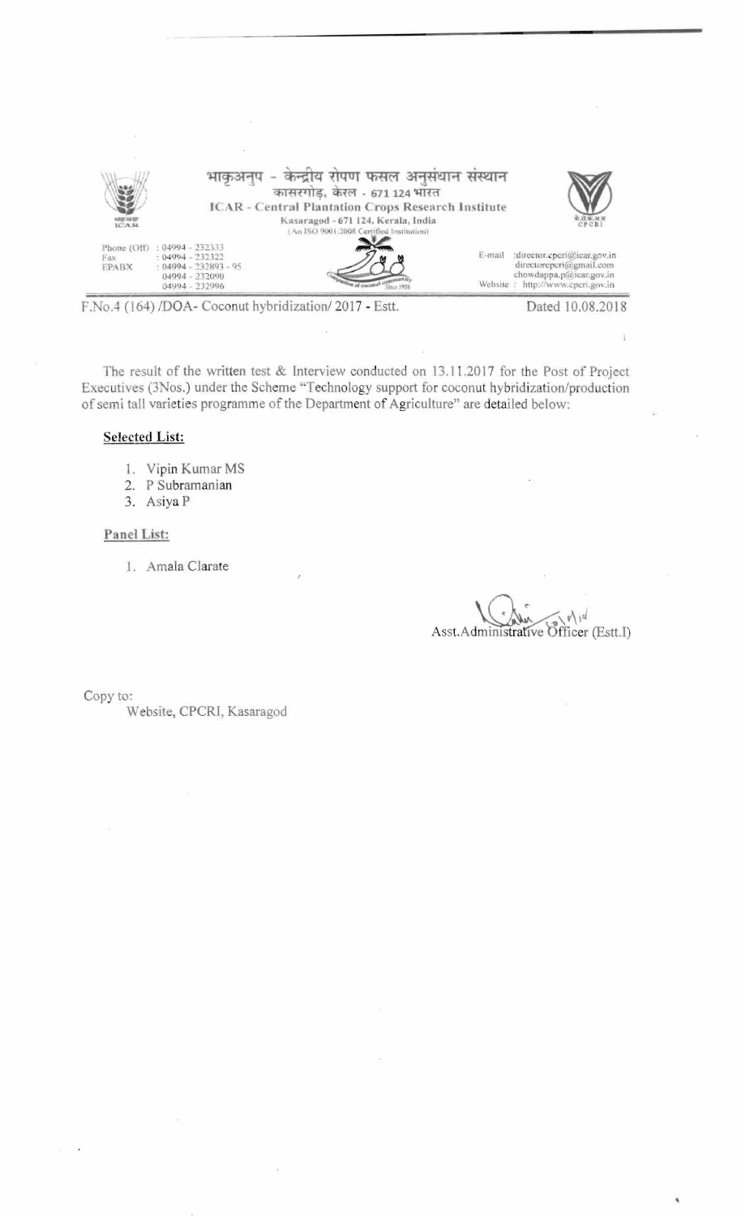भाकृअनुप - केन्द्रीय रोपण फसल अनुसंधान संस्थान
कासरगोड़, केरल - 671 124 भारत
ICAR - Central Plantation Crops Research Institute
Kasaragod - 671 124, Kerala, India
(An ISO 9001:2008 Certified Institution)

Phone (Off) : 04994 - 232333
Fax : 04994 - 232322
EPABX : 04994 - 232893 - 95
04994 - 232090
04994 - 232996

E-mail : director.cpcri@icar.gov.in
directorcpcri@gmail.com
chowdappa.p@icar.gov.in
Website : http://www.cpcri.gov.in

F.No.4 (164) /DOA- Coconut hybridization/ 2017 - Estt. Dated 10.08.2018

The result of the written test & Interview conducted on 13.11.2017 for the Post of Project Executives (3Nos.) under the Scheme "Technology support for coconut hybridization/production of semi tall varieties programme of the Department of Agriculture" are detailed below:

**Selected List:**

1. Vipin Kumar MS
2. P Subramanian
3. Asiya P

**Panel List:**

1. Amala Clarate

Asst.Administrative Officer (Estt.I)

Copy to:
Website, CPCRI, Kasaragod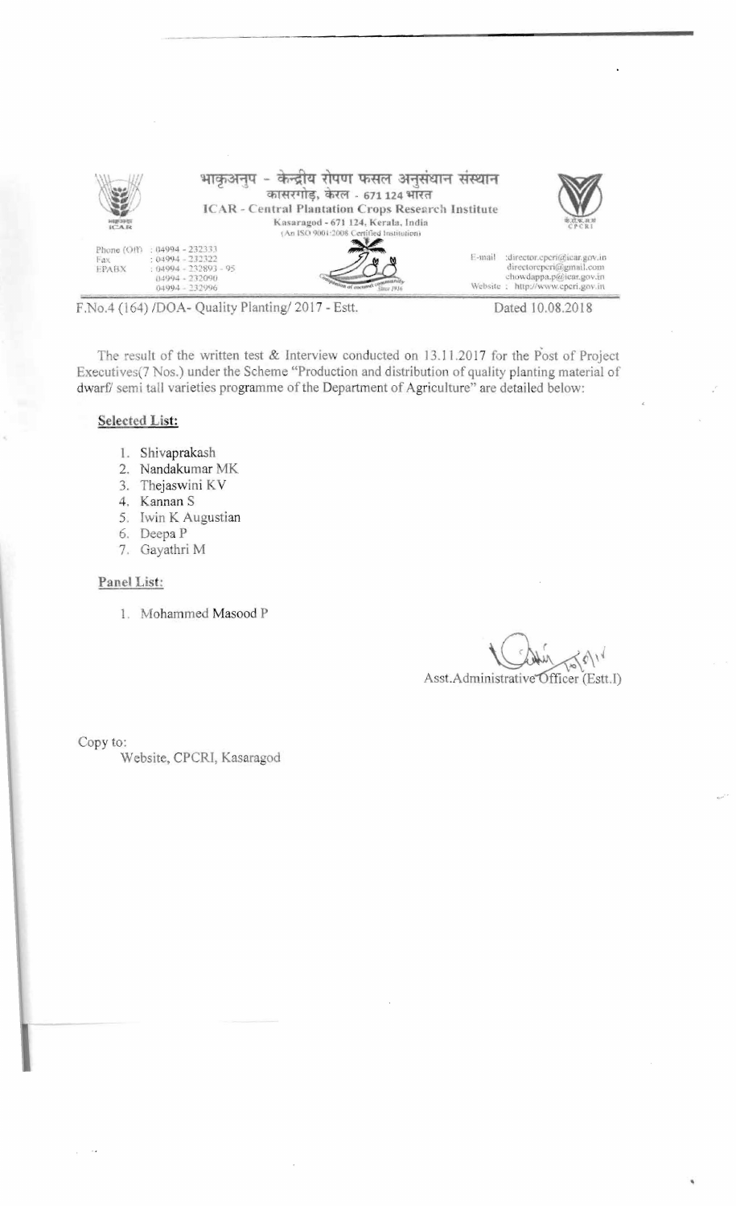भाकृअनुप - केन्द्रीय रोपण फसल अनुसंधान संस्थान
कासरगोड, केरल - 671 124 भारत
ICAR - Central Plantation Crops Research Institute
Kasaragod - 671 124, Kerala, India
(An ISO 9001:2008 Certified Institution)

Phone (Off) : 04994 - 232333
Fax : 04994 - 232322
EPABX : 04994 - 232893 - 95
04994 - 232090
04994 - 232996

E-mail : director.cpcri@icar.gov.in
directorcpcri@gmail.com
chowdappa.p@icar.gov.in
Website : http://www.cpcri.gov.in

F.No.4 (164) /DOA- Quality Planting/ 2017 - Estt.    Dated 10.08.2018

The result of the written test & Interview conducted on 13.11.2017 for the Post of Project Executives(7 Nos.) under the Scheme "Production and distribution of quality planting material of dwarf/ semi tall varieties programme of the Department of Agriculture" are detailed below:

**Selected List:**

1. Shivaprakash
2. Nandakumar MK
3. Thejaswini KV
4. Kannan S
5. Iwin K Augustian
6. Deepa P
7. Gayathri M

**Panel List:**

1. Mohammed Masood P

10/8/18
Asst.Administrative Officer (Estt.I)

Copy to:
Website, CPCRI, Kasaragod